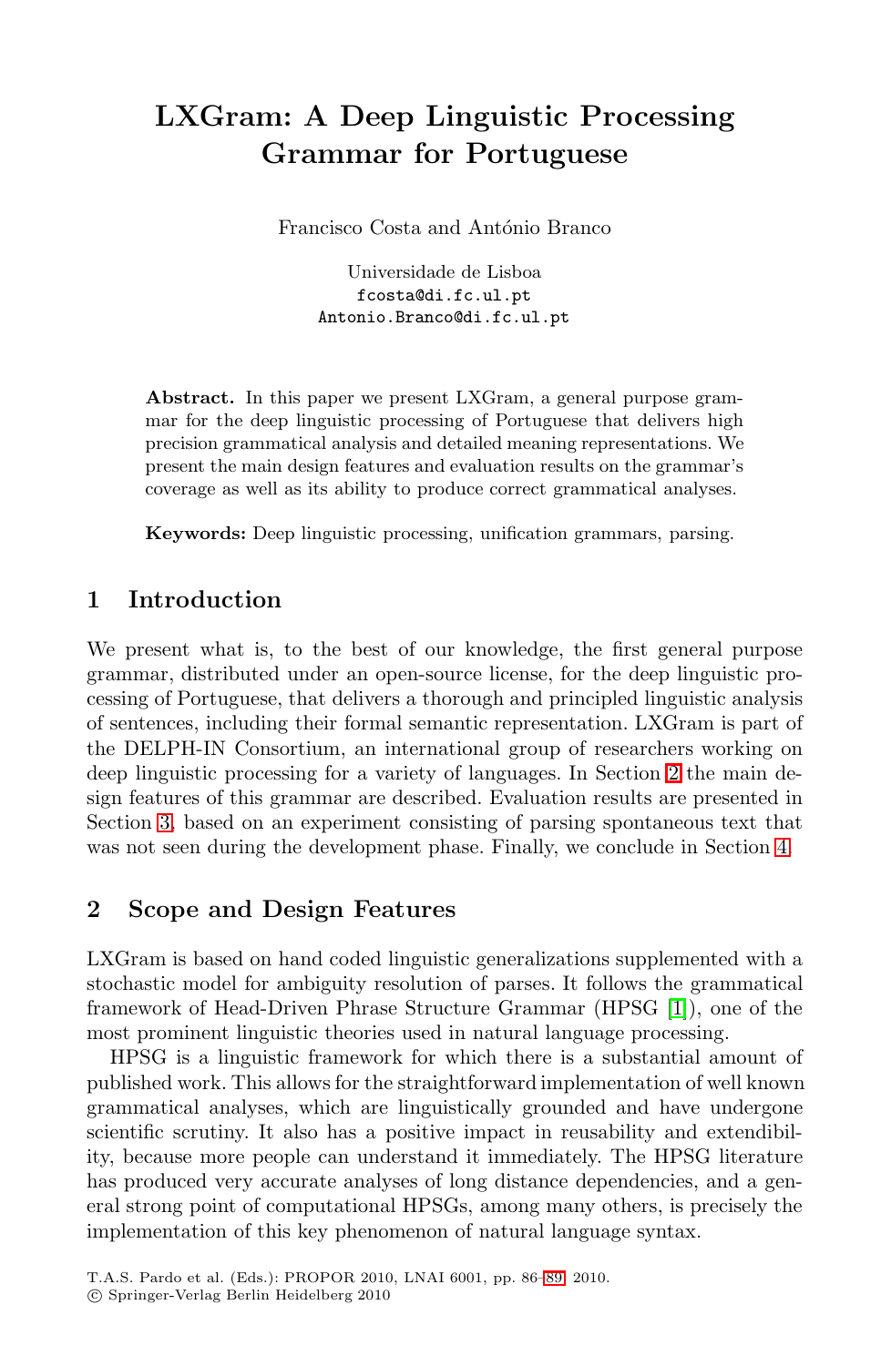# LXGram: A Deep Linguistic Processing Grammar for Portuguese

Francisco Costa and António Branco

Universidade de Lisboa
fcosta@di.fc.ul.pt
Antonio.Branco@di.fc.ul.pt

**Abstract.** In this paper we present LXGram, a general purpose grammar for the deep linguistic processing of Portuguese that delivers high precision grammatical analysis and detailed meaning representations. We present the main design features and evaluation results on the grammar's coverage as well as its ability to produce correct grammatical analyses.

**Keywords:** Deep linguistic processing, unification grammars, parsing.

## 1 Introduction

We present what is, to the best of our knowledge, the first general purpose grammar, distributed under an open-source license, for the deep linguistic processing of Portuguese, that delivers a thorough and principled linguistic analysis of sentences, including their formal semantic representation. LXGram is part of the DELPH-IN Consortium, an international group of researchers working on deep linguistic processing for a variety of languages. In Section 2 the main design features of this grammar are described. Evaluation results are presented in Section 3, based on an experiment consisting of parsing spontaneous text that was not seen during the development phase. Finally, we conclude in Section 4.

## 2 Scope and Design Features

LXGram is based on hand coded linguistic generalizations supplemented with a stochastic model for ambiguity resolution of parses. It follows the grammatical framework of Head-Driven Phrase Structure Grammar (HPSG [1]), one of the most prominent linguistic theories used in natural language processing.

HPSG is a linguistic framework for which there is a substantial amount of published work. This allows for the straightforward implementation of well known grammatical analyses, which are linguistically grounded and have undergone scientific scrutiny. It also has a positive impact in reusability and extendibility, because more people can understand it immediately. The HPSG literature has produced very accurate analyses of long distance dependencies, and a general strong point of computational HPSGs, among many others, is precisely the implementation of this key phenomenon of natural language syntax.

T.A.S. Pardo et al. (Eds.): PROPOR 2010, LNAI 6001, pp. 86–89, 2010.
© Springer-Verlag Berlin Heidelberg 2010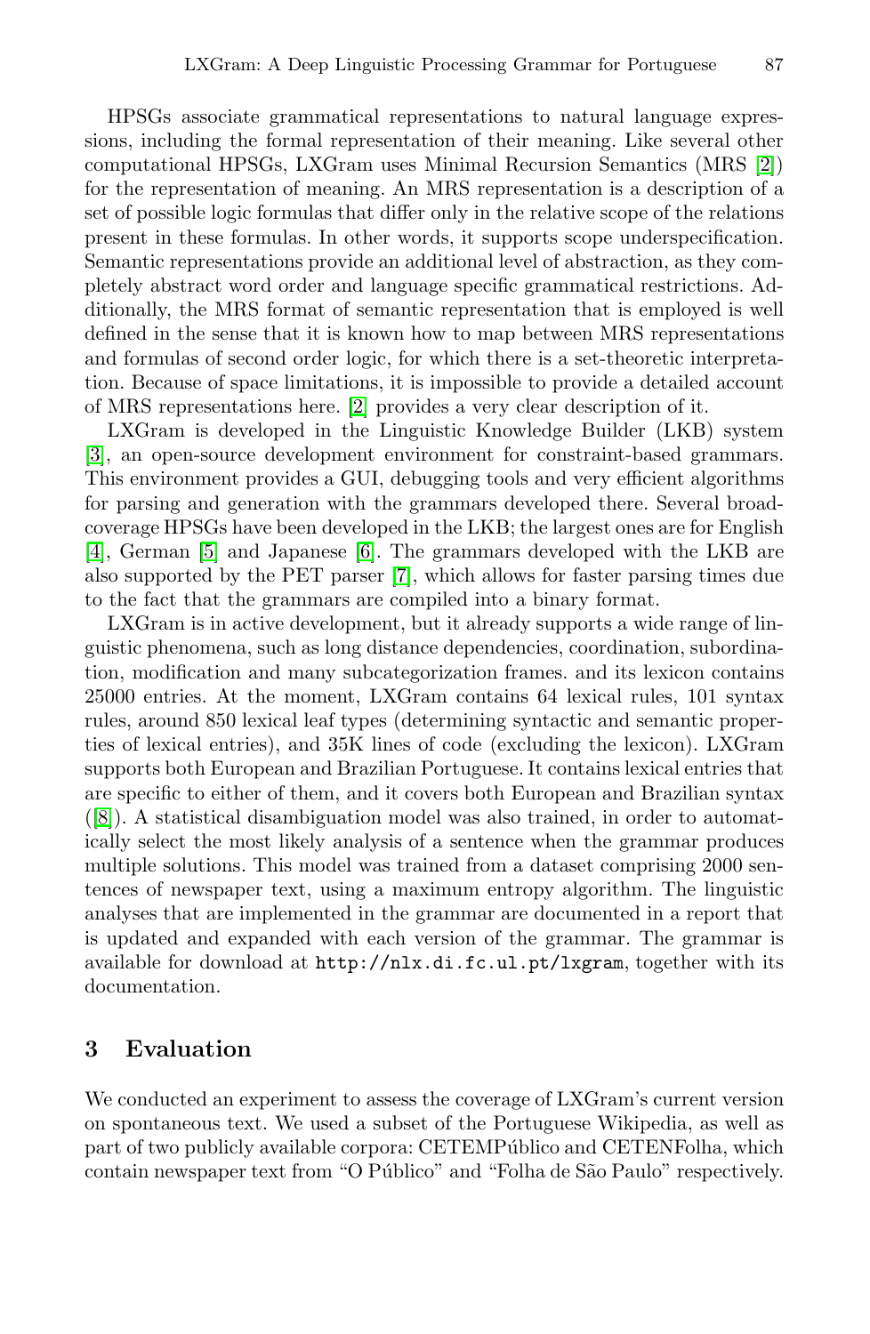HPSGs associate grammatical representations to natural language expressions, including the formal representation of their meaning. Like several other computational HPSGs, LXGram uses Minimal Recursion Semantics (MRS [2]) for the representation of meaning. An MRS representation is a description of a set of possible logic formulas that differ only in the relative scope of the relations present in these formulas. In other words, it supports scope underspecification. Semantic representations provide an additional level of abstraction, as they completely abstract word order and language specific grammatical restrictions. Additionally, the MRS format of semantic representation that is employed is well defined in the sense that it is known how to map between MRS representations and formulas of second order logic, for which there is a set-theoretic interpretation. Because of space limitations, it is impossible to provide a detailed account of MRS representations here. [2] provides a very clear description of it.

LXGram is developed in the Linguistic Knowledge Builder (LKB) system [3], an open-source development environment for constraint-based grammars. This environment provides a GUI, debugging tools and very efficient algorithms for parsing and generation with the grammars developed there. Several broad-coverage HPSGs have been developed in the LKB; the largest ones are for English [4], German [5] and Japanese [6]. The grammars developed with the LKB are also supported by the PET parser [7], which allows for faster parsing times due to the fact that the grammars are compiled into a binary format.

LXGram is in active development, but it already supports a wide range of linguistic phenomena, such as long distance dependencies, coordination, subordination, modification and many subcategorization frames. and its lexicon contains 25000 entries. At the moment, LXGram contains 64 lexical rules, 101 syntax rules, around 850 lexical leaf types (determining syntactic and semantic properties of lexical entries), and 35K lines of code (excluding the lexicon). LXGram supports both European and Brazilian Portuguese. It contains lexical entries that are specific to either of them, and it covers both European and Brazilian syntax ([8]). A statistical disambiguation model was also trained, in order to automatically select the most likely analysis of a sentence when the grammar produces multiple solutions. This model was trained from a dataset comprising 2000 sentences of newspaper text, using a maximum entropy algorithm. The linguistic analyses that are implemented in the grammar are documented in a report that is updated and expanded with each version of the grammar. The grammar is available for download at `http://nlx.di.fc.ul.pt/lxgram`, together with its documentation.

## 3 Evaluation

We conducted an experiment to assess the coverage of LXGram's current version on spontaneous text. We used a subset of the Portuguese Wikipedia, as well as part of two publicly available corpora: CETEMPúblico and CETENFolha, which contain newspaper text from "O Público" and "Folha de São Paulo" respectively.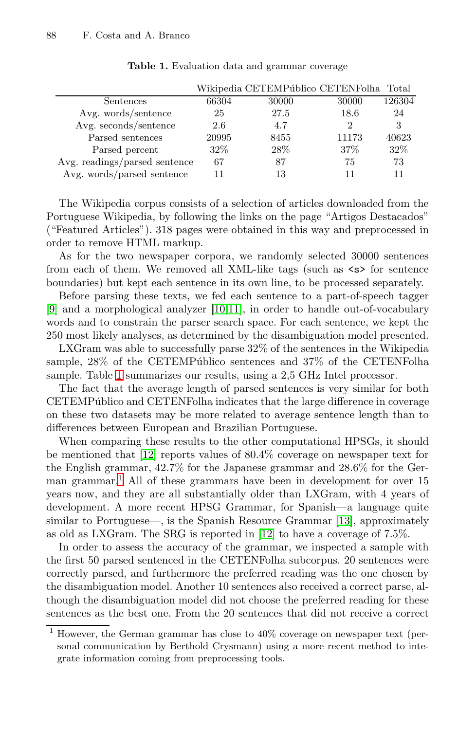**Table 1.** Evaluation data and grammar coverage

| | Wikipedia | CETEMPúblico | CETENFolha | Total |
|---|---|---|---|---|
| Sentences | 66304 | 30000 | 30000 | 126304 |
| Avg. words/sentence | 25 | 27.5 | 18.6 | 24 |
| Avg. seconds/sentence | 2.6 | 4.7 | 2 | 3 |
| Parsed sentences | 20995 | 8455 | 11173 | 40623 |
| Parsed percent | 32% | 28% | 37% | 32% |
| Avg. readings/parsed sentence | 67 | 87 | 75 | 73 |
| Avg. words/parsed sentence | 11 | 13 | 11 | 11 |

The Wikipedia corpus consists of a selection of articles downloaded from the Portuguese Wikipedia, by following the links on the page "Artigos Destacados" ("Featured Articles"). 318 pages were obtained in this way and preprocessed in order to remove HTML markup.

As for the two newspaper corpora, we randomly selected 30000 sentences from each of them. We removed all XML-like tags (such as `<s>` for sentence boundaries) but kept each sentence in its own line, to be processed separately.

Before parsing these texts, we fed each sentence to a part-of-speech tagger [9] and a morphological analyzer [10,11], in order to handle out-of-vocabulary words and to constrain the parser search space. For each sentence, we kept the 250 most likely analyses, as determined by the disambiguation model presented.

LXGram was able to successfully parse 32% of the sentences in the Wikipedia sample, 28% of the CETEMPúblico sentences and 37% of the CETENFolha sample. Table 1 summarizes our results, using a 2,5 GHz Intel processor.

The fact that the average length of parsed sentences is very similar for both CETEMPúblico and CETENFolha indicates that the large difference in coverage on these two datasets may be more related to average sentence length than to differences between European and Brazilian Portuguese.

When comparing these results to the other computational HPSGs, it should be mentioned that [12] reports values of 80.4% coverage on newspaper text for the English grammar, 42.7% for the Japanese grammar and 28.6% for the German grammar.[1] All of these grammars have been in development for over 15 years now, and they are all substantially older than LXGram, with 4 years of development. A more recent HPSG Grammar, for Spanish—a language quite similar to Portuguese—, is the Spanish Resource Grammar [13], approximately as old as LXGram. The SRG is reported in [12] to have a coverage of 7.5%.

In order to assess the accuracy of the grammar, we inspected a sample with the first 50 parsed sentenced in the CETENFolha subcorpus. 20 sentences were correctly parsed, and furthermore the preferred reading was the one chosen by the disambiguation model. Another 10 sentences also received a correct parse, although the disambiguation model did not choose the preferred reading for these sentences as the best one. From the 20 sentences that did not receive a correct

---

[1] However, the German grammar has close to 40% coverage on newspaper text (personal communication by Berthold Crysmann) using a more recent method to integrate information coming from preprocessing tools.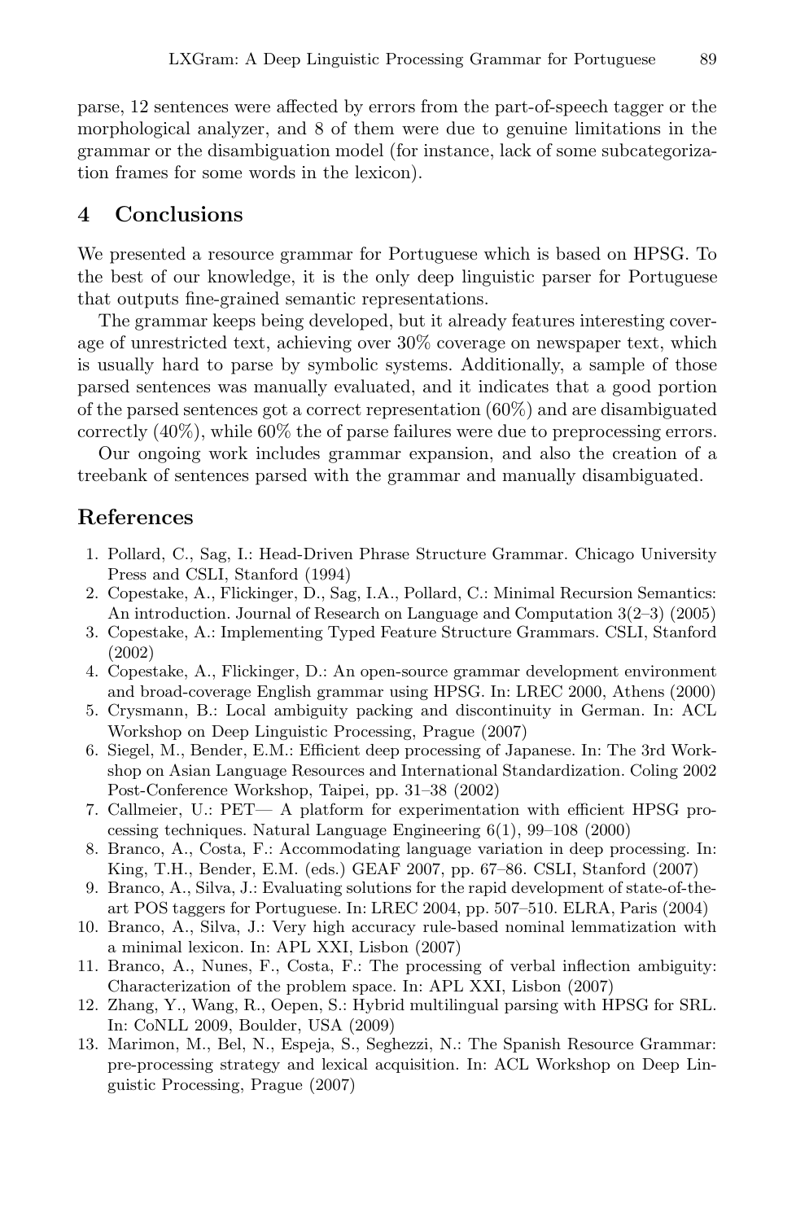parse, 12 sentences were affected by errors from the part-of-speech tagger or the morphological analyzer, and 8 of them were due to genuine limitations in the grammar or the disambiguation model (for instance, lack of some subcategorization frames for some words in the lexicon).

## 4 Conclusions

We presented a resource grammar for Portuguese which is based on HPSG. To the best of our knowledge, it is the only deep linguistic parser for Portuguese that outputs fine-grained semantic representations.

The grammar keeps being developed, but it already features interesting coverage of unrestricted text, achieving over 30% coverage on newspaper text, which is usually hard to parse by symbolic systems. Additionally, a sample of those parsed sentences was manually evaluated, and it indicates that a good portion of the parsed sentences got a correct representation (60%) and are disambiguated correctly (40%), while 60% the of parse failures were due to preprocessing errors.

Our ongoing work includes grammar expansion, and also the creation of a treebank of sentences parsed with the grammar and manually disambiguated.

## References

1. Pollard, C., Sag, I.: Head-Driven Phrase Structure Grammar. Chicago University Press and CSLI, Stanford (1994)
2. Copestake, A., Flickinger, D., Sag, I.A., Pollard, C.: Minimal Recursion Semantics: An introduction. Journal of Research on Language and Computation 3(2–3) (2005)
3. Copestake, A.: Implementing Typed Feature Structure Grammars. CSLI, Stanford (2002)
4. Copestake, A., Flickinger, D.: An open-source grammar development environment and broad-coverage English grammar using HPSG. In: LREC 2000, Athens (2000)
5. Crysmann, B.: Local ambiguity packing and discontinuity in German. In: ACL Workshop on Deep Linguistic Processing, Prague (2007)
6. Siegel, M., Bender, E.M.: Efficient deep processing of Japanese. In: The 3rd Workshop on Asian Language Resources and International Standardization. Coling 2002 Post-Conference Workshop, Taipei, pp. 31–38 (2002)
7. Callmeier, U.: PET— A platform for experimentation with efficient HPSG processing techniques. Natural Language Engineering 6(1), 99–108 (2000)
8. Branco, A., Costa, F.: Accommodating language variation in deep processing. In: King, T.H., Bender, E.M. (eds.) GEAF 2007, pp. 67–86. CSLI, Stanford (2007)
9. Branco, A., Silva, J.: Evaluating solutions for the rapid development of state-of-the-art POS taggers for Portuguese. In: LREC 2004, pp. 507–510. ELRA, Paris (2004)
10. Branco, A., Silva, J.: Very high accuracy rule-based nominal lemmatization with a minimal lexicon. In: APL XXI, Lisbon (2007)
11. Branco, A., Nunes, F., Costa, F.: The processing of verbal inflection ambiguity: Characterization of the problem space. In: APL XXI, Lisbon (2007)
12. Zhang, Y., Wang, R., Oepen, S.: Hybrid multilingual parsing with HPSG for SRL. In: CoNLL 2009, Boulder, USA (2009)
13. Marimon, M., Bel, N., Espeja, S., Seghezzi, N.: The Spanish Resource Grammar: pre-processing strategy and lexical acquisition. In: ACL Workshop on Deep Linguistic Processing, Prague (2007)